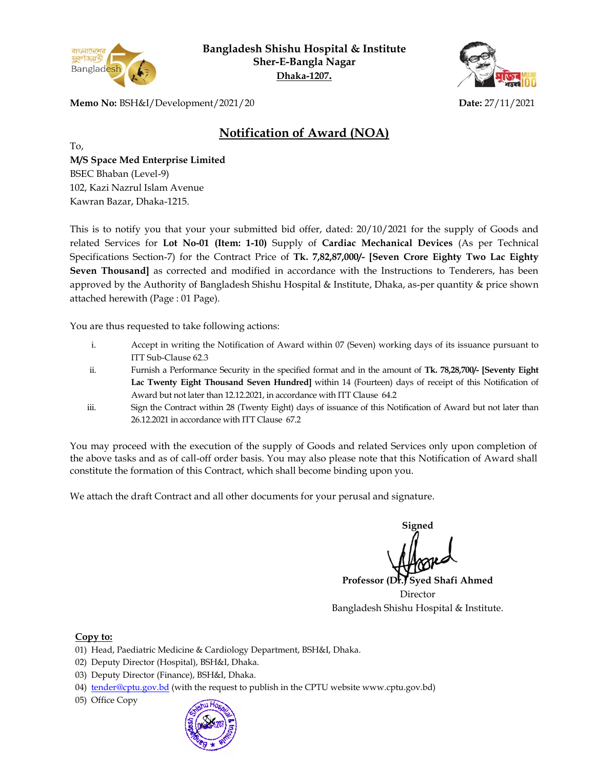**Bangladesh Shishu Hospital & Institute**
**Sher-E-Bangla Nagar**
**Dhaka-1207.**

**Memo No:** BSH&I/Development/2021/20 **Date:** 27/11/2021

# Notification of Award (NOA)

To,
**M/S Space Med Enterprise Limited**
BSEC Bhaban (Level-9)
102, Kazi Nazrul Islam Avenue
Kawran Bazar, Dhaka-1215.

This is to notify you that your your submitted bid offer, dated: 20/10/2021 for the supply of Goods and related Services for **Lot No-01 (Item: 1-10)** Supply of **Cardiac Mechanical Devices** (As per Technical Specifications Section-7) for the Contract Price of **Tk. 7,82,87,000/- [Seven Crore Eighty Two Lac Eighty Seven Thousand]** as corrected and modified in accordance with the Instructions to Tenderers, has been approved by the Authority of Bangladesh Shishu Hospital & Institute, Dhaka, as-per quantity & price shown attached herewith (Page : 01 Page).

You are thus requested to take following actions:

i. Accept in writing the Notification of Award within 07 (Seven) working days of its issuance pursuant to ITT Sub-Clause 62.3

ii. Furnish a Performance Security in the specified format and in the amount of **Tk. 78,28,700/- [Seventy Eight Lac Twenty Eight Thousand Seven Hundred]** within 14 (Fourteen) days of receipt of this Notification of Award but not later than 12.12.2021, in accordance with ITT Clause 64.2

iii. Sign the Contract within 28 (Twenty Eight) days of issuance of this Notification of Award but not later than 26.12.2021 in accordance with ITT Clause 67.2

You may proceed with the execution of the supply of Goods and related Services only upon completion of the above tasks and as of call-off order basis. You may also please note that this Notification of Award shall constitute the formation of this Contract, which shall become binding upon you.

We attach the draft Contract and all other documents for your perusal and signature.

**Signed**

**Professor (Dr.) Syed Shafi Ahmed**
Director
Bangladesh Shishu Hospital & Institute.

**Copy to:**

01) Head, Paediatric Medicine & Cardiology Department, BSH&I, Dhaka.
02) Deputy Director (Hospital), BSH&I, Dhaka.
03) Deputy Director (Finance), BSH&I, Dhaka.
04) tender@cptu.gov.bd (with the request to publish in the CPTU website www.cptu.gov.bd)
05) Office Copy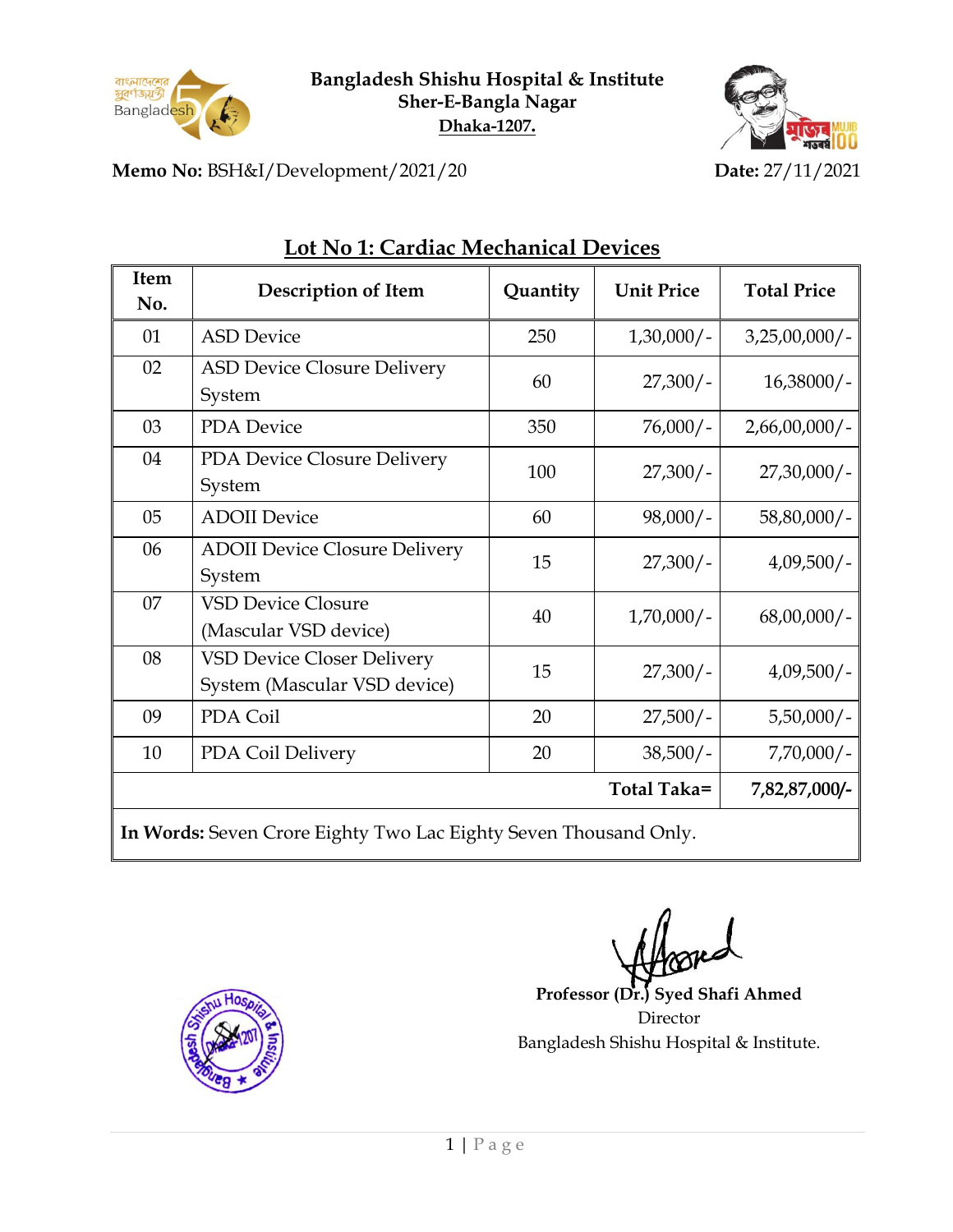**Bangladesh Shishu Hospital & Institute**
**Sher-E-Bangla Nagar**
**Dhaka-1207.**

**Memo No:** BSH&I/Development/2021/20 **Date:** 27/11/2021

## Lot No 1: Cardiac Mechanical Devices

| Item No. | Description of Item | Quantity | Unit Price | Total Price |
|---|---|---|---|---|
| 01 | ASD Device | 250 | 1,30,000/- | 3,25,00,000/- |
| 02 | ASD Device Closure Delivery System | 60 | 27,300/- | 16,38000/- |
| 03 | PDA Device | 350 | 76,000/- | 2,66,00,000/- |
| 04 | PDA Device Closure Delivery System | 100 | 27,300/- | 27,30,000/- |
| 05 | ADOII Device | 60 | 98,000/- | 58,80,000/- |
| 06 | ADOII Device Closure Delivery System | 15 | 27,300/- | 4,09,500/- |
| 07 | VSD Device Closure (Mascular VSD device) | 40 | 1,70,000/- | 68,00,000/- |
| 08 | VSD Device Closer Delivery System (Mascular VSD device) | 15 | 27,300/- | 4,09,500/- |
| 09 | PDA Coil | 20 | 27,500/- | 5,50,000/- |
| 10 | PDA Coil Delivery | 20 | 38,500/- | 7,70,000/- |
| | | | **Total Taka=** | **7,82,87,000/-** |

**In Words:** Seven Crore Eighty Two Lac Eighty Seven Thousand Only.

**Professor (Dr.) Syed Shafi Ahmed**
Director
Bangladesh Shishu Hospital & Institute.